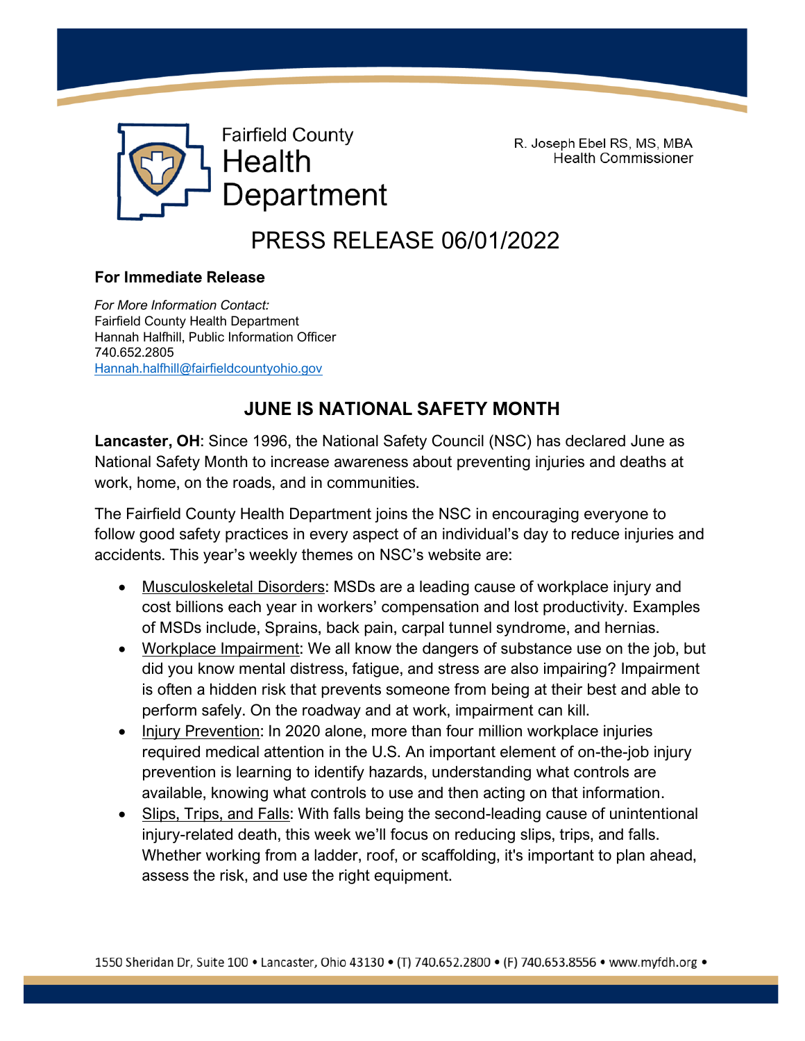Fairfield County Health Department

R. Joseph Ebel RS, MS, MBA
Health Commissioner

# PRESS RELEASE 06/01/2022

**For Immediate Release**

*For More Information Contact:*
Fairfield County Health Department
Hannah Halfhill, Public Information Officer
740.652.2805
Hannah.halfhill@fairfieldcountyohio.gov

## JUNE IS NATIONAL SAFETY MONTH

**Lancaster, OH**: Since 1996, the National Safety Council (NSC) has declared June as National Safety Month to increase awareness about preventing injuries and deaths at work, home, on the roads, and in communities.

The Fairfield County Health Department joins the NSC in encouraging everyone to follow good safety practices in every aspect of an individual's day to reduce injuries and accidents. This year's weekly themes on NSC's website are:

- Musculoskeletal Disorders: MSDs are a leading cause of workplace injury and cost billions each year in workers' compensation and lost productivity. Examples of MSDs include, Sprains, back pain, carpal tunnel syndrome, and hernias.
- Workplace Impairment: We all know the dangers of substance use on the job, but did you know mental distress, fatigue, and stress are also impairing? Impairment is often a hidden risk that prevents someone from being at their best and able to perform safely. On the roadway and at work, impairment can kill.
- Injury Prevention: In 2020 alone, more than four million workplace injuries required medical attention in the U.S. An important element of on-the-job injury prevention is learning to identify hazards, understanding what controls are available, knowing what controls to use and then acting on that information.
- Slips, Trips, and Falls: With falls being the second-leading cause of unintentional injury-related death, this week we'll focus on reducing slips, trips, and falls. Whether working from a ladder, roof, or scaffolding, it's important to plan ahead, assess the risk, and use the right equipment.

1550 Sheridan Dr, Suite 100 • Lancaster, Ohio 43130 • (T) 740.652.2800 • (F) 740.653.8556 • www.myfdh.org •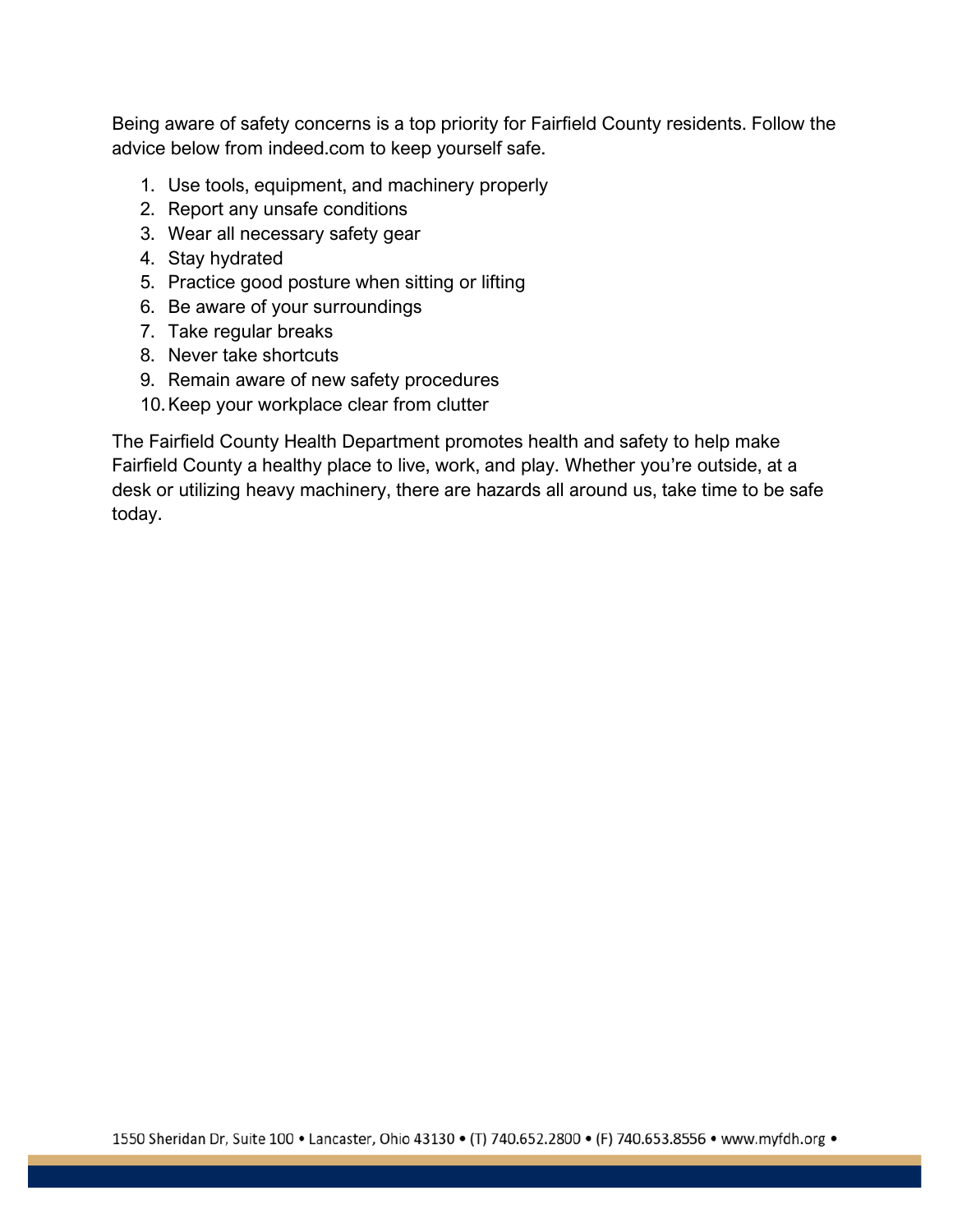Being aware of safety concerns is a top priority for Fairfield County residents. Follow the advice below from indeed.com to keep yourself safe.

1. Use tools, equipment, and machinery properly
2. Report any unsafe conditions
3. Wear all necessary safety gear
4. Stay hydrated
5. Practice good posture when sitting or lifting
6. Be aware of your surroundings
7. Take regular breaks
8. Never take shortcuts
9. Remain aware of new safety procedures
10. Keep your workplace clear from clutter

The Fairfield County Health Department promotes health and safety to help make Fairfield County a healthy place to live, work, and play. Whether you're outside, at a desk or utilizing heavy machinery, there are hazards all around us, take time to be safe today.